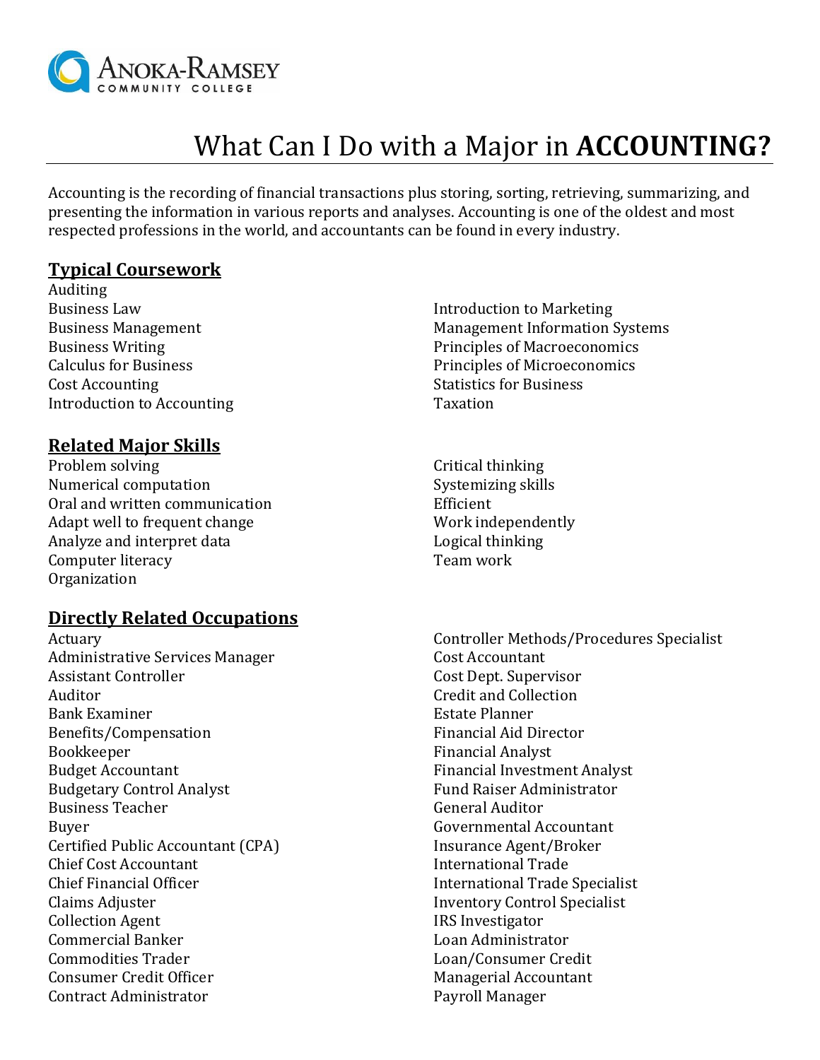# What Can I Do with a Major in **ACCOUNTING?**

Accounting is the recording of financial transactions plus storing, sorting, retrieving, summarizing, and presenting the information in various reports and analyses. Accounting is one of the oldest and most respected professions in the world, and accountants can be found in every industry.

## Typical Coursework

- Auditing
- Business Law
- Business Management
- Business Writing
- Calculus for Business
- Cost Accounting
- Introduction to Accounting
- Introduction to Marketing
- Management Information Systems
- Principles of Macroeconomics
- Principles of Microeconomics
- Statistics for Business
- Taxation

## Related Major Skills

- Problem solving
- Numerical computation
- Oral and written communication
- Adapt well to frequent change
- Analyze and interpret data
- Computer literacy
- Organization
- Critical thinking
- Systemizing skills
- Efficient
- Work independently
- Logical thinking
- Team work

## Directly Related Occupations

- Actuary
- Administrative Services Manager
- Assistant Controller
- Auditor
- Bank Examiner
- Benefits/Compensation
- Bookkeeper
- Budget Accountant
- Budgetary Control Analyst
- Business Teacher
- Buyer
- Certified Public Accountant (CPA)
- Chief Cost Accountant
- Chief Financial Officer
- Claims Adjuster
- Collection Agent
- Commercial Banker
- Commodities Trader
- Consumer Credit Officer
- Contract Administrator
- Controller Methods/Procedures Specialist
- Cost Accountant
- Cost Dept. Supervisor
- Credit and Collection
- Estate Planner
- Financial Aid Director
- Financial Analyst
- Financial Investment Analyst
- Fund Raiser Administrator
- General Auditor
- Governmental Accountant
- Insurance Agent/Broker
- International Trade
- International Trade Specialist
- Inventory Control Specialist
- IRS Investigator
- Loan Administrator
- Loan/Consumer Credit
- Managerial Accountant
- Payroll Manager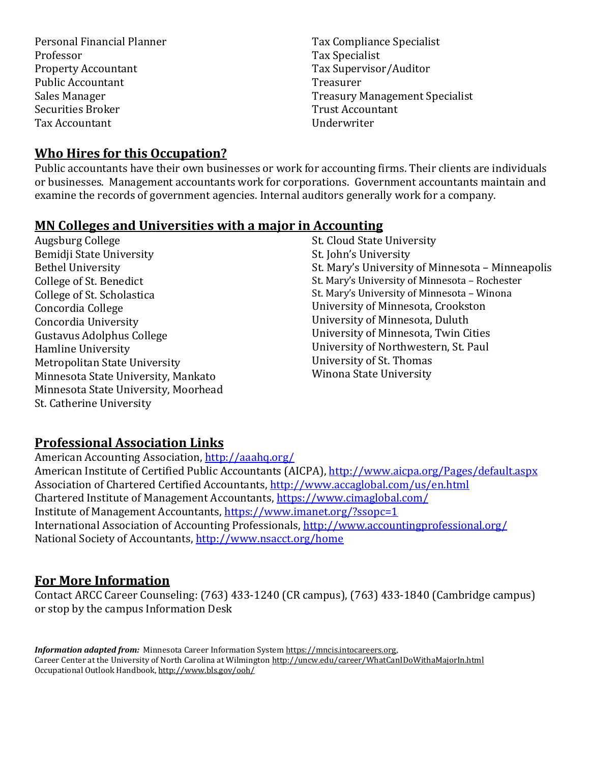Personal Financial Planner
Professor
Property Accountant
Public Accountant
Sales Manager
Securities Broker
Tax Accountant
Tax Compliance Specialist
Tax Specialist
Tax Supervisor/Auditor
Treasurer
Treasury Management Specialist
Trust Accountant
Underwriter

## Who Hires for this Occupation?

Public accountants have their own businesses or work for accounting firms. Their clients are individuals or businesses. Management accountants work for corporations. Government accountants maintain and examine the records of government agencies. Internal auditors generally work for a company.

## MN Colleges and Universities with a major in Accounting

Augsburg College
Bemidji State University
Bethel University
College of St. Benedict
College of St. Scholastica
Concordia College
Concordia University
Gustavus Adolphus College
Hamline University
Metropolitan State University
Minnesota State University, Mankato
Minnesota State University, Moorhead
St. Catherine University
St. Cloud State University
St. John's University
St. Mary's University of Minnesota – Minneapolis
St. Mary's University of Minnesota – Rochester
St. Mary's University of Minnesota – Winona
University of Minnesota, Crookston
University of Minnesota, Duluth
University of Minnesota, Twin Cities
University of Northwestern, St. Paul
University of St. Thomas
Winona State University

## Professional Association Links

American Accounting Association, http://aaahq.org/
American Institute of Certified Public Accountants (AICPA), http://www.aicpa.org/Pages/default.aspx
Association of Chartered Certified Accountants, http://www.accaglobal.com/us/en.html
Chartered Institute of Management Accountants, https://www.cimaglobal.com/
Institute of Management Accountants, https://www.imanet.org/?ssopc=1
International Association of Accounting Professionals, http://www.accountingprofessional.org/
National Society of Accountants, http://www.nsacct.org/home

## For More Information

Contact ARCC Career Counseling: (763) 433-1240 (CR campus), (763) 433-1840 (Cambridge campus) or stop by the campus Information Desk

***Information adapted from:*** Minnesota Career Information System https://mncis.intocareers.org,
Career Center at the University of North Carolina at Wilmington http://uncw.edu/career/WhatCanIDoWithaMajorIn.html
Occupational Outlook Handbook, http://www.bls.gov/ooh/